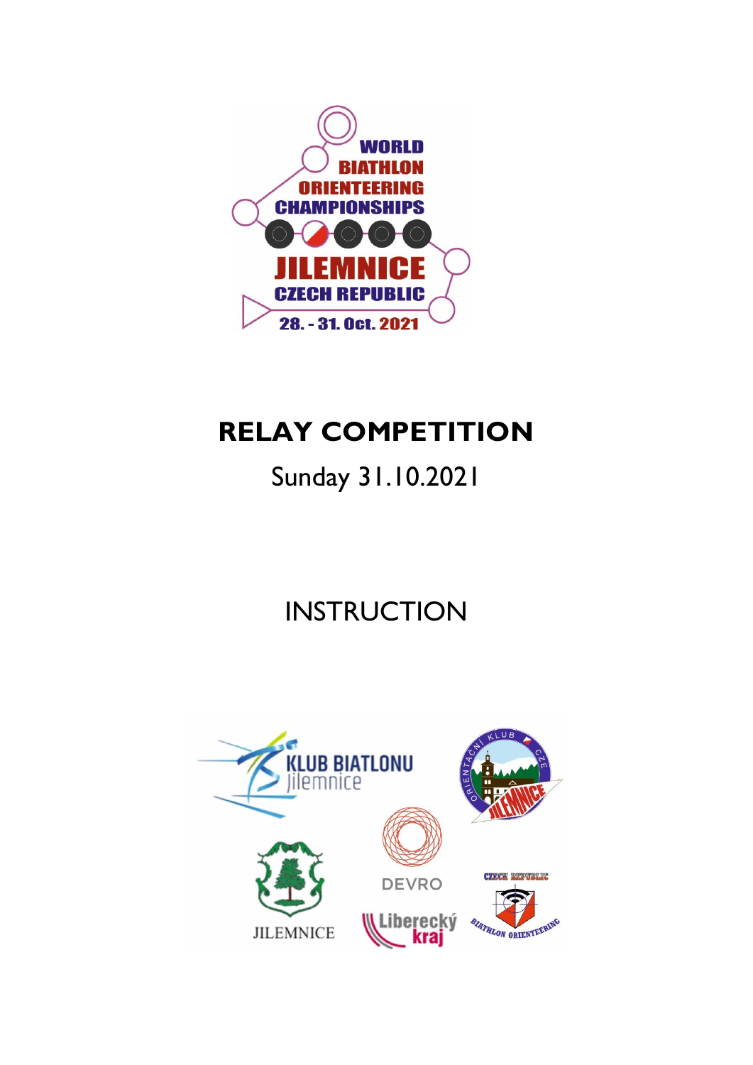WORLD BIATHLON ORIENTEERING CHAMPIONSHIPS

JILEMNICE CZECH REPUBLIC

28. - 31. Oct. 2021

# RELAY COMPETITION

Sunday 31.10.2021

## INSTRUCTION

KLUB BIATLONU jilemnice

ORIENTAČNÍ KLUB CZE JILEMNICE

JILEMNICE

DEVRO

Liberecký kraj

CZECH REPUBLIC BIATHLON ORIENTEERING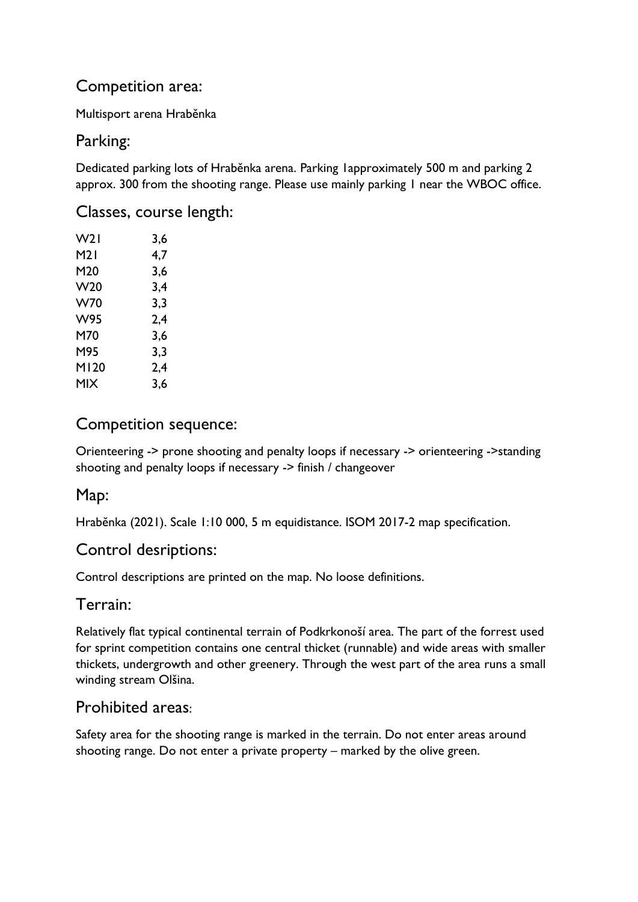## Competition area:

Multisport arena Hraběnka

## Parking:

Dedicated parking lots of Hraběnka arena. Parking 1approximately 500 m and parking 2 approx. 300 from the shooting range. Please use mainly parking 1 near the WBOC office.

## Classes, course length:

| | |
|---|---|
| W21 | 3,6 |
| M21 | 4,7 |
| M20 | 3,6 |
| W20 | 3,4 |
| W70 | 3,3 |
| W95 | 2,4 |
| M70 | 3,6 |
| M95 | 3,3 |
| M120 | 2,4 |
| MIX | 3,6 |

## Competition sequence:

Orienteering -> prone shooting and penalty loops if necessary -> orienteering ->standing shooting and penalty loops if necessary -> finish / changeover

## Map:

Hraběnka (2021). Scale 1:10 000, 5 m equidistance. ISOM 2017-2 map specification.

## Control desriptions:

Control descriptions are printed on the map. No loose definitions.

## Terrain:

Relatively flat typical continental terrain of Podkrkonoší area. The part of the forrest used for sprint competition contains one central thicket (runnable) and wide areas with smaller thickets, undergrowth and other greenery. Through the west part of the area runs a small winding stream Olšina.

## Prohibited areas:

Safety area for the shooting range is marked in the terrain. Do not enter areas around shooting range. Do not enter a private property – marked by the olive green.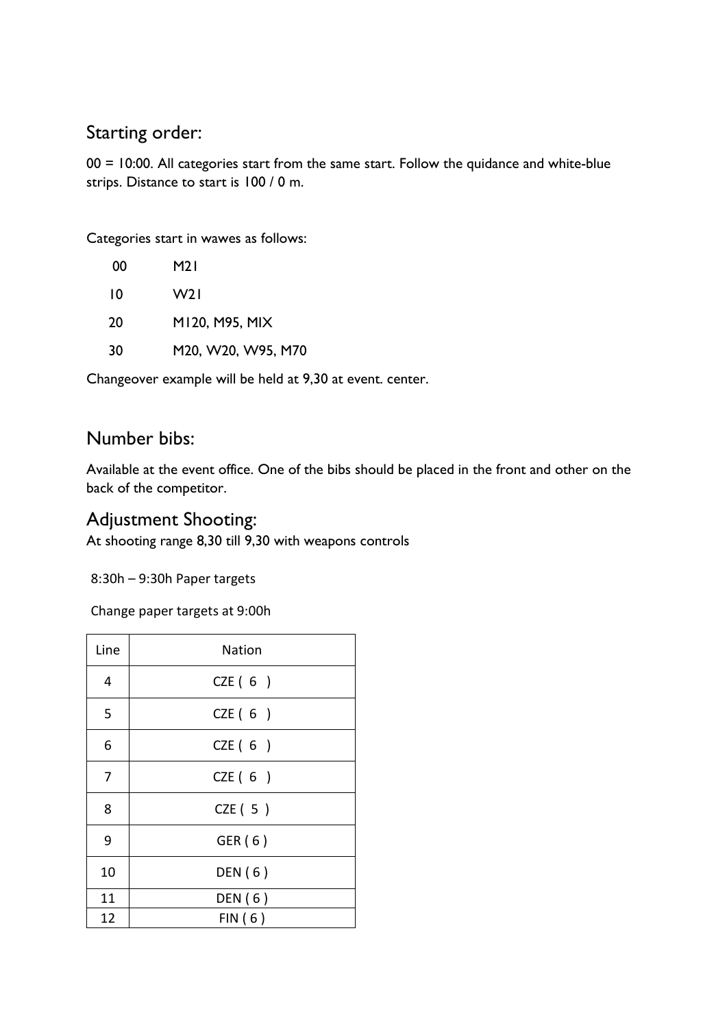## Starting order:

00 = 10:00. All categories start from the same start. Follow the quidance and white-blue strips. Distance to start is 100 / 0 m.

Categories start in wawes as follows:

| | |
|---|---|
| 00 | M21 |
| 10 | W21 |
| 20 | M120, M95, MIX |
| 30 | M20, W20, W95, M70 |

Changeover example will be held at 9,30 at event. center.

## Number bibs:

Available at the event office. One of the bibs should be placed in the front and other on the back of the competitor.

## Adjustment Shooting:

At shooting range 8,30 till 9,30 with weapons controls

8:30h – 9:30h Paper targets

Change paper targets at 9:00h

| Line | Nation |
|---|---|
| 4 | CZE ( 6 ) |
| 5 | CZE ( 6 ) |
| 6 | CZE ( 6 ) |
| 7 | CZE ( 6 ) |
| 8 | CZE ( 5 ) |
| 9 | GER ( 6 ) |
| 10 | DEN ( 6 ) |
| 11 | DEN ( 6 ) |
| 12 | FIN ( 6 ) |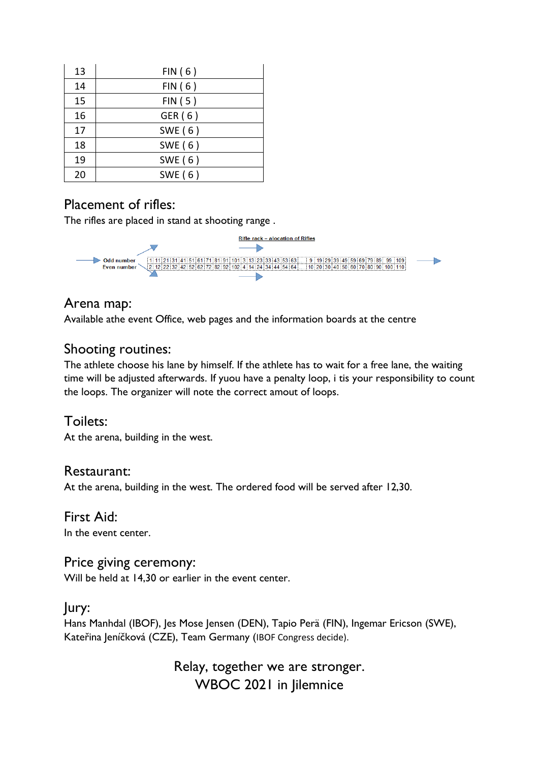| | |
|---|---|
| 13 | FIN ( 6 ) |
| 14 | FIN ( 6 ) |
| 15 | FIN ( 5 ) |
| 16 | GER ( 6 ) |
| 17 | SWE ( 6 ) |
| 18 | SWE ( 6 ) |
| 19 | SWE ( 6 ) |
| 20 | SWE ( 6 ) |

## Placement of rifles:

The rifles are placed in stand at shooting range .

Rifle rack – alocation of Rifles

Odd number
Even number

| | | | | | | | | | | | | | | | | | | | | | | | | | | | | | |
|---|---|---|---|---|---|---|---|---|---|---|---|---|---|---|---|---|---|---|---|---|---|---|---|---|---|---|---|---|---|
| 1 | 11 | 21 | 31 | 41 | 51 | 61 | 71 | 81 | 91 | 101 | 3 | 13 | 23 | 33 | 43 | 53 | 63 | ... | 9 | 19 | 29 | 39 | 49 | 59 | 69 | 79 | 89 | 99 | 109 |
| 2 | 12 | 22 | 32 | 42 | 52 | 62 | 72 | 82 | 92 | 102 | 4 | 14 | 24 | 34 | 44 | 54 | 64 | ... | 10 | 20 | 30 | 40 | 50 | 60 | 70 | 80 | 90 | 100 | 110 |

## Arena map:

Available athe event Office, web pages and the information boards at the centre

## Shooting routines:

The athlete choose his lane by himself. If the athlete has to wait for a free lane, the waiting time will be adjusted afterwards. If yuou have a penalty loop, i tis your responsibility to count the loops. The organizer will note the correct amout of loops.

## Toilets:

At the arena, building in the west.

## Restaurant:

At the arena, building in the west. The ordered food will be served after 12,30.

## First Aid:

In the event center.

## Price giving ceremony:

Will be held at 14,30 or earlier in the event center.

## Jury:

Hans Manhdal (IBOF), Jes Mose Jensen (DEN), Tapio Perä (FIN), Ingemar Ericson (SWE), Kateřina Jeníčková (CZE), Team Germany (IBOF Congress decide).

Relay, together we are stronger.
WBOC 2021 in Jilemnice